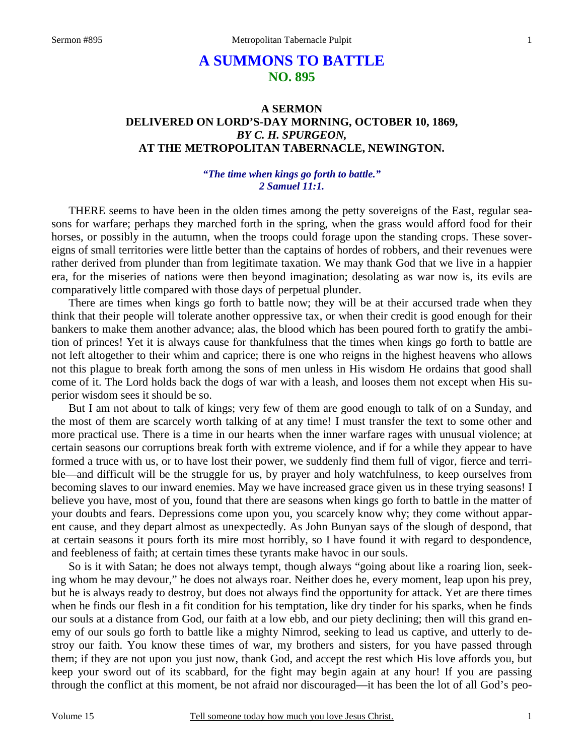# A SUMMONS TO BATTLE
## NO. 895

### A SERMON
### DELIVERED ON LORD'S-DAY MORNING, OCTOBER 10, 1869,
### *BY C. H. SPURGEON,*
### AT THE METROPOLITAN TABERNACLE, NEWINGTON.

*"The time when kings go forth to battle."*
*2 Samuel 11:1.*

THERE seems to have been in the olden times among the petty sovereigns of the East, regular seasons for warfare; perhaps they marched forth in the spring, when the grass would afford food for their horses, or possibly in the autumn, when the troops could forage upon the standing crops. These sovereigns of small territories were little better than the captains of hordes of robbers, and their revenues were rather derived from plunder than from legitimate taxation. We may thank God that we live in a happier era, for the miseries of nations were then beyond imagination; desolating as war now is, its evils are comparatively little compared with those days of perpetual plunder.

There are times when kings go forth to battle now; they will be at their accursed trade when they think that their people will tolerate another oppressive tax, or when their credit is good enough for their bankers to make them another advance; alas, the blood which has been poured forth to gratify the ambition of princes! Yet it is always cause for thankfulness that the times when kings go forth to battle are not left altogether to their whim and caprice; there is one who reigns in the highest heavens who allows not this plague to break forth among the sons of men unless in His wisdom He ordains that good shall come of it. The Lord holds back the dogs of war with a leash, and looses them not except when His superior wisdom sees it should be so.

But I am not about to talk of kings; very few of them are good enough to talk of on a Sunday, and the most of them are scarcely worth talking of at any time! I must transfer the text to some other and more practical use. There is a time in our hearts when the inner warfare rages with unusual violence; at certain seasons our corruptions break forth with extreme violence, and if for a while they appear to have formed a truce with us, or to have lost their power, we suddenly find them full of vigor, fierce and terrible—and difficult will be the struggle for us, by prayer and holy watchfulness, to keep ourselves from becoming slaves to our inward enemies. May we have increased grace given us in these trying seasons! I believe you have, most of you, found that there are seasons when kings go forth to battle in the matter of your doubts and fears. Depressions come upon you, you scarcely know why; they come without apparent cause, and they depart almost as unexpectedly. As John Bunyan says of the slough of despond, that at certain seasons it pours forth its mire most horribly, so I have found it with regard to despondence, and feebleness of faith; at certain times these tyrants make havoc in our souls.

So is it with Satan; he does not always tempt, though always "going about like a roaring lion, seeking whom he may devour," he does not always roar. Neither does he, every moment, leap upon his prey, but he is always ready to destroy, but does not always find the opportunity for attack. Yet are there times when he finds our flesh in a fit condition for his temptation, like dry tinder for his sparks, when he finds our souls at a distance from God, our faith at a low ebb, and our piety declining; then will this grand enemy of our souls go forth to battle like a mighty Nimrod, seeking to lead us captive, and utterly to destroy our faith. You know these times of war, my brothers and sisters, for you have passed through them; if they are not upon you just now, thank God, and accept the rest which His love affords you, but keep your sword out of its scabbard, for the fight may begin again at any hour! If you are passing through the conflict at this moment, be not afraid nor discouraged—it has been the lot of all God's peo-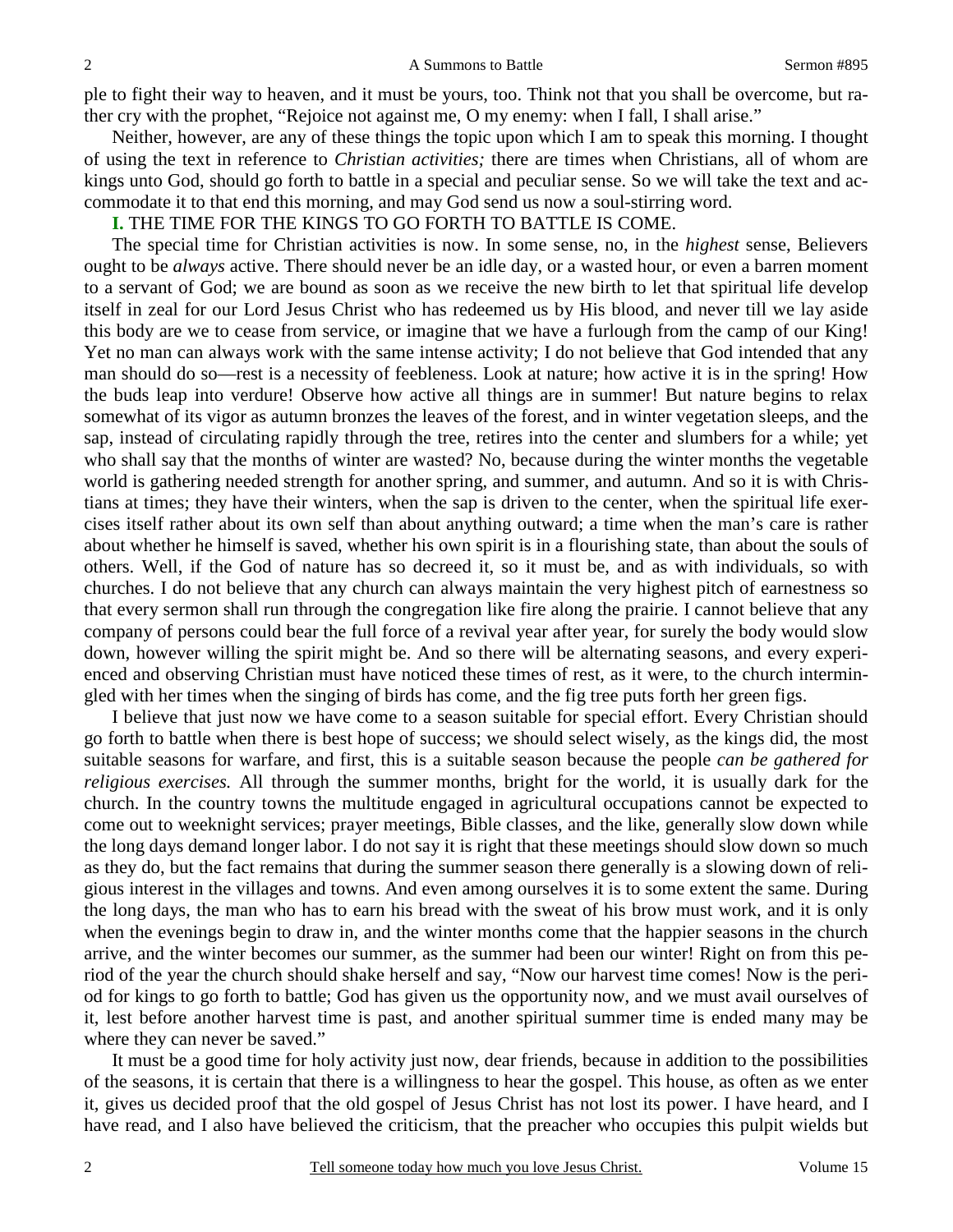ple to fight their way to heaven, and it must be yours, too. Think not that you shall be overcome, but rather cry with the prophet, "Rejoice not against me, O my enemy: when I fall, I shall arise."

Neither, however, are any of these things the topic upon which I am to speak this morning. I thought of using the text in reference to *Christian activities;* there are times when Christians, all of whom are kings unto God, should go forth to battle in a special and peculiar sense. So we will take the text and accommodate it to that end this morning, and may God send us now a soul-stirring word.

**I.** THE TIME FOR THE KINGS TO GO FORTH TO BATTLE IS COME.

The special time for Christian activities is now. In some sense, no, in the *highest* sense, Believers ought to be *always* active. There should never be an idle day, or a wasted hour, or even a barren moment to a servant of God; we are bound as soon as we receive the new birth to let that spiritual life develop itself in zeal for our Lord Jesus Christ who has redeemed us by His blood, and never till we lay aside this body are we to cease from service, or imagine that we have a furlough from the camp of our King! Yet no man can always work with the same intense activity; I do not believe that God intended that any man should do so—rest is a necessity of feebleness. Look at nature; how active it is in the spring! How the buds leap into verdure! Observe how active all things are in summer! But nature begins to relax somewhat of its vigor as autumn bronzes the leaves of the forest, and in winter vegetation sleeps, and the sap, instead of circulating rapidly through the tree, retires into the center and slumbers for a while; yet who shall say that the months of winter are wasted? No, because during the winter months the vegetable world is gathering needed strength for another spring, and summer, and autumn. And so it is with Christians at times; they have their winters, when the sap is driven to the center, when the spiritual life exercises itself rather about its own self than about anything outward; a time when the man's care is rather about whether he himself is saved, whether his own spirit is in a flourishing state, than about the souls of others. Well, if the God of nature has so decreed it, so it must be, and as with individuals, so with churches. I do not believe that any church can always maintain the very highest pitch of earnestness so that every sermon shall run through the congregation like fire along the prairie. I cannot believe that any company of persons could bear the full force of a revival year after year, for surely the body would slow down, however willing the spirit might be. And so there will be alternating seasons, and every experienced and observing Christian must have noticed these times of rest, as it were, to the church intermingled with her times when the singing of birds has come, and the fig tree puts forth her green figs.

I believe that just now we have come to a season suitable for special effort. Every Christian should go forth to battle when there is best hope of success; we should select wisely, as the kings did, the most suitable seasons for warfare, and first, this is a suitable season because the people *can be gathered for religious exercises.* All through the summer months, bright for the world, it is usually dark for the church. In the country towns the multitude engaged in agricultural occupations cannot be expected to come out to weeknight services; prayer meetings, Bible classes, and the like, generally slow down while the long days demand longer labor. I do not say it is right that these meetings should slow down so much as they do, but the fact remains that during the summer season there generally is a slowing down of religious interest in the villages and towns. And even among ourselves it is to some extent the same. During the long days, the man who has to earn his bread with the sweat of his brow must work, and it is only when the evenings begin to draw in, and the winter months come that the happier seasons in the church arrive, and the winter becomes our summer, as the summer had been our winter! Right on from this period of the year the church should shake herself and say, "Now our harvest time comes! Now is the period for kings to go forth to battle; God has given us the opportunity now, and we must avail ourselves of it, lest before another harvest time is past, and another spiritual summer time is ended many may be where they can never be saved."

It must be a good time for holy activity just now, dear friends, because in addition to the possibilities of the seasons, it is certain that there is a willingness to hear the gospel. This house, as often as we enter it, gives us decided proof that the old gospel of Jesus Christ has not lost its power. I have heard, and I have read, and I also have believed the criticism, that the preacher who occupies this pulpit wields but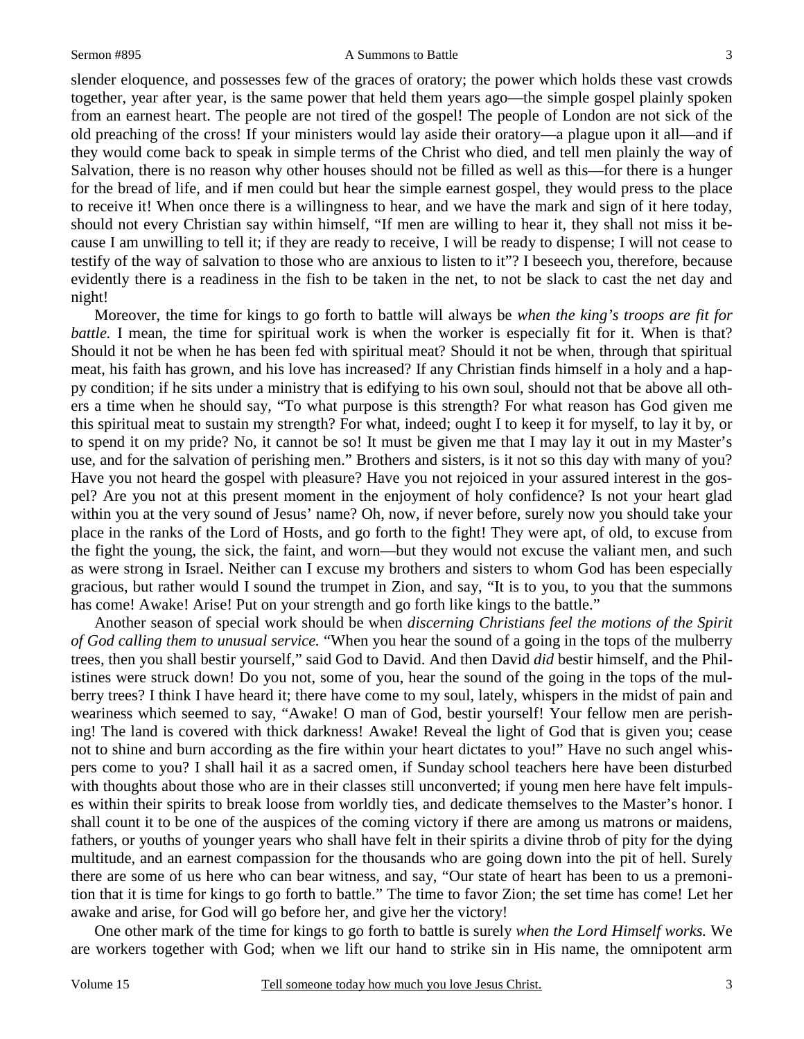slender eloquence, and possesses few of the graces of oratory; the power which holds these vast crowds together, year after year, is the same power that held them years ago—the simple gospel plainly spoken from an earnest heart. The people are not tired of the gospel! The people of London are not sick of the old preaching of the cross! If your ministers would lay aside their oratory—a plague upon it all—and if they would come back to speak in simple terms of the Christ who died, and tell men plainly the way of Salvation, there is no reason why other houses should not be filled as well as this—for there is a hunger for the bread of life, and if men could but hear the simple earnest gospel, they would press to the place to receive it! When once there is a willingness to hear, and we have the mark and sign of it here today, should not every Christian say within himself, "If men are willing to hear it, they shall not miss it because I am unwilling to tell it; if they are ready to receive, I will be ready to dispense; I will not cease to testify of the way of salvation to those who are anxious to listen to it"? I beseech you, therefore, because evidently there is a readiness in the fish to be taken in the net, to not be slack to cast the net day and night!

Moreover, the time for kings to go forth to battle will always be *when the king's troops are fit for battle.* I mean, the time for spiritual work is when the worker is especially fit for it. When is that? Should it not be when he has been fed with spiritual meat? Should it not be when, through that spiritual meat, his faith has grown, and his love has increased? If any Christian finds himself in a holy and a happy condition; if he sits under a ministry that is edifying to his own soul, should not that be above all others a time when he should say, "To what purpose is this strength? For what reason has God given me this spiritual meat to sustain my strength? For what, indeed; ought I to keep it for myself, to lay it by, or to spend it on my pride? No, it cannot be so! It must be given me that I may lay it out in my Master's use, and for the salvation of perishing men." Brothers and sisters, is it not so this day with many of you? Have you not heard the gospel with pleasure? Have you not rejoiced in your assured interest in the gospel? Are you not at this present moment in the enjoyment of holy confidence? Is not your heart glad within you at the very sound of Jesus' name? Oh, now, if never before, surely now you should take your place in the ranks of the Lord of Hosts, and go forth to the fight! They were apt, of old, to excuse from the fight the young, the sick, the faint, and worn—but they would not excuse the valiant men, and such as were strong in Israel. Neither can I excuse my brothers and sisters to whom God has been especially gracious, but rather would I sound the trumpet in Zion, and say, "It is to you, to you that the summons has come! Awake! Arise! Put on your strength and go forth like kings to the battle."

Another season of special work should be when *discerning Christians feel the motions of the Spirit of God calling them to unusual service.* "When you hear the sound of a going in the tops of the mulberry trees, then you shall bestir yourself," said God to David. And then David *did* bestir himself, and the Philistines were struck down! Do you not, some of you, hear the sound of the going in the tops of the mulberry trees? I think I have heard it; there have come to my soul, lately, whispers in the midst of pain and weariness which seemed to say, "Awake! O man of God, bestir yourself! Your fellow men are perishing! The land is covered with thick darkness! Awake! Reveal the light of God that is given you; cease not to shine and burn according as the fire within your heart dictates to you!" Have no such angel whispers come to you? I shall hail it as a sacred omen, if Sunday school teachers here have been disturbed with thoughts about those who are in their classes still unconverted; if young men here have felt impulses within their spirits to break loose from worldly ties, and dedicate themselves to the Master's honor. I shall count it to be one of the auspices of the coming victory if there are among us matrons or maidens, fathers, or youths of younger years who shall have felt in their spirits a divine throb of pity for the dying multitude, and an earnest compassion for the thousands who are going down into the pit of hell. Surely there are some of us here who can bear witness, and say, "Our state of heart has been to us a premonition that it is time for kings to go forth to battle." The time to favor Zion; the set time has come! Let her awake and arise, for God will go before her, and give her the victory!

One other mark of the time for kings to go forth to battle is surely *when the Lord Himself works.* We are workers together with God; when we lift our hand to strike sin in His name, the omnipotent arm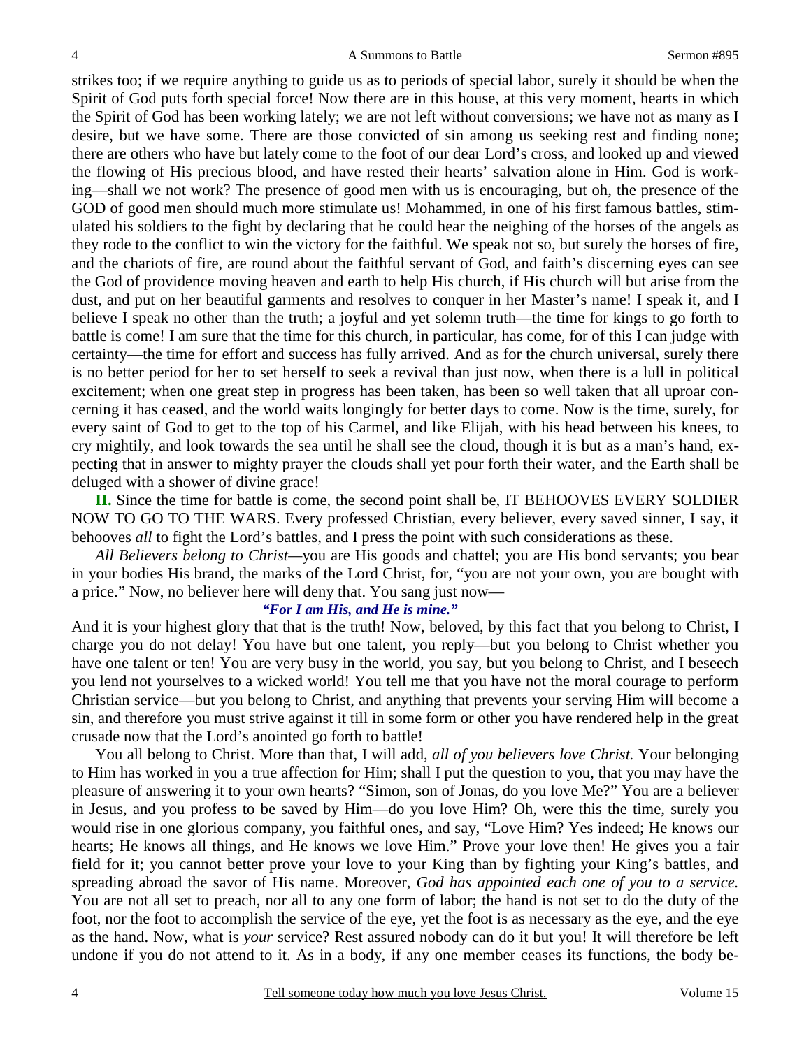strikes too; if we require anything to guide us as to periods of special labor, surely it should be when the Spirit of God puts forth special force! Now there are in this house, at this very moment, hearts in which the Spirit of God has been working lately; we are not left without conversions; we have not as many as I desire, but we have some. There are those convicted of sin among us seeking rest and finding none; there are others who have but lately come to the foot of our dear Lord's cross, and looked up and viewed the flowing of His precious blood, and have rested their hearts' salvation alone in Him. God is working—shall we not work? The presence of good men with us is encouraging, but oh, the presence of the GOD of good men should much more stimulate us! Mohammed, in one of his first famous battles, stimulated his soldiers to the fight by declaring that he could hear the neighing of the horses of the angels as they rode to the conflict to win the victory for the faithful. We speak not so, but surely the horses of fire, and the chariots of fire, are round about the faithful servant of God, and faith's discerning eyes can see the God of providence moving heaven and earth to help His church, if His church will but arise from the dust, and put on her beautiful garments and resolves to conquer in her Master's name! I speak it, and I believe I speak no other than the truth; a joyful and yet solemn truth—the time for kings to go forth to battle is come! I am sure that the time for this church, in particular, has come, for of this I can judge with certainty—the time for effort and success has fully arrived. And as for the church universal, surely there is no better period for her to set herself to seek a revival than just now, when there is a lull in political excitement; when one great step in progress has been taken, has been so well taken that all uproar concerning it has ceased, and the world waits longingly for better days to come. Now is the time, surely, for every saint of God to get to the top of his Carmel, and like Elijah, with his head between his knees, to cry mightily, and look towards the sea until he shall see the cloud, though it is but as a man's hand, expecting that in answer to mighty prayer the clouds shall yet pour forth their water, and the Earth shall be deluged with a shower of divine grace!

**II.** Since the time for battle is come, the second point shall be, IT BEHOOVES EVERY SOLDIER NOW TO GO TO THE WARS. Every professed Christian, every believer, every saved sinner, I say, it behooves *all* to fight the Lord's battles, and I press the point with such considerations as these.

*All Believers belong to Christ*—you are His goods and chattel; you are His bond servants; you bear in your bodies His brand, the marks of the Lord Christ, for, "you are not your own, you are bought with a price." Now, no believer here will deny that. You sang just now—

*"For I am His, and He is mine."*

And it is your highest glory that that is the truth! Now, beloved, by this fact that you belong to Christ, I charge you do not delay! You have but one talent, you reply—but you belong to Christ whether you have one talent or ten! You are very busy in the world, you say, but you belong to Christ, and I beseech you lend not yourselves to a wicked world! You tell me that you have not the moral courage to perform Christian service—but you belong to Christ, and anything that prevents your serving Him will become a sin, and therefore you must strive against it till in some form or other you have rendered help in the great crusade now that the Lord's anointed go forth to battle!

You all belong to Christ. More than that, I will add, *all of you believers love Christ.* Your belonging to Him has worked in you a true affection for Him; shall I put the question to you, that you may have the pleasure of answering it to your own hearts? "Simon, son of Jonas, do you love Me?" You are a believer in Jesus, and you profess to be saved by Him—do you love Him? Oh, were this the time, surely you would rise in one glorious company, you faithful ones, and say, "Love Him? Yes indeed; He knows our hearts; He knows all things, and He knows we love Him." Prove your love then! He gives you a fair field for it; you cannot better prove your love to your King than by fighting your King's battles, and spreading abroad the savor of His name. Moreover, *God has appointed each one of you to a service.* You are not all set to preach, nor all to any one form of labor; the hand is not set to do the duty of the foot, nor the foot to accomplish the service of the eye, yet the foot is as necessary as the eye, and the eye as the hand. Now, what is *your* service? Rest assured nobody can do it but you! It will therefore be left undone if you do not attend to it. As in a body, if any one member ceases its functions, the body be-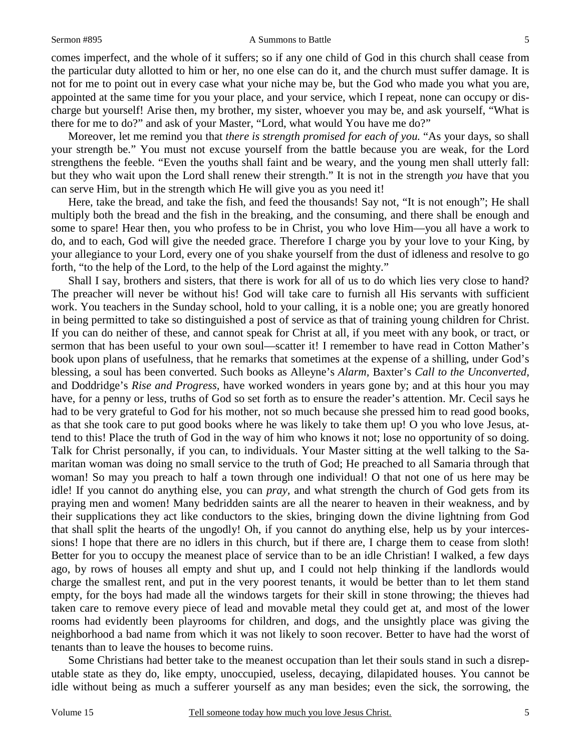comes imperfect, and the whole of it suffers; so if any one child of God in this church shall cease from the particular duty allotted to him or her, no one else can do it, and the church must suffer damage. It is not for me to point out in every case what your niche may be, but the God who made you what you are, appointed at the same time for you your place, and your service, which I repeat, none can occupy or discharge but yourself! Arise then, my brother, my sister, whoever you may be, and ask yourself, "What is there for me to do?" and ask of your Master, "Lord, what would You have me do?"

Moreover, let me remind you that *there is strength promised for each of you.* "As your days, so shall your strength be." You must not excuse yourself from the battle because you are weak, for the Lord strengthens the feeble. "Even the youths shall faint and be weary, and the young men shall utterly fall: but they who wait upon the Lord shall renew their strength." It is not in the strength *you* have that you can serve Him, but in the strength which He will give you as you need it!

Here, take the bread, and take the fish, and feed the thousands! Say not, "It is not enough"; He shall multiply both the bread and the fish in the breaking, and the consuming, and there shall be enough and some to spare! Hear then, you who profess to be in Christ, you who love Him—you all have a work to do, and to each, God will give the needed grace. Therefore I charge you by your love to your King, by your allegiance to your Lord, every one of you shake yourself from the dust of idleness and resolve to go forth, "to the help of the Lord, to the help of the Lord against the mighty."

Shall I say, brothers and sisters, that there is work for all of us to do which lies very close to hand? The preacher will never be without his! God will take care to furnish all His servants with sufficient work. You teachers in the Sunday school, hold to your calling, it is a noble one; you are greatly honored in being permitted to take so distinguished a post of service as that of training young children for Christ. If you can do neither of these, and cannot speak for Christ at all, if you meet with any book, or tract, or sermon that has been useful to your own soul—scatter it! I remember to have read in Cotton Mather's book upon plans of usefulness, that he remarks that sometimes at the expense of a shilling, under God's blessing, a soul has been converted. Such books as Alleyne's *Alarm,* Baxter's *Call to the Unconverted,* and Doddridge's *Rise and Progress,* have worked wonders in years gone by; and at this hour you may have, for a penny or less, truths of God so set forth as to ensure the reader's attention. Mr. Cecil says he had to be very grateful to God for his mother, not so much because she pressed him to read good books, as that she took care to put good books where he was likely to take them up! O you who love Jesus, attend to this! Place the truth of God in the way of him who knows it not; lose no opportunity of so doing. Talk for Christ personally, if you can, to individuals. Your Master sitting at the well talking to the Samaritan woman was doing no small service to the truth of God; He preached to all Samaria through that woman! So may you preach to half a town through one individual! O that not one of us here may be idle! If you cannot do anything else, you can *pray,* and what strength the church of God gets from its praying men and women! Many bedridden saints are all the nearer to heaven in their weakness, and by their supplications they act like conductors to the skies, bringing down the divine lightning from God that shall split the hearts of the ungodly! Oh, if you cannot do anything else, help us by your intercessions! I hope that there are no idlers in this church, but if there are, I charge them to cease from sloth! Better for you to occupy the meanest place of service than to be an idle Christian! I walked, a few days ago, by rows of houses all empty and shut up, and I could not help thinking if the landlords would charge the smallest rent, and put in the very poorest tenants, it would be better than to let them stand empty, for the boys had made all the windows targets for their skill in stone throwing; the thieves had taken care to remove every piece of lead and movable metal they could get at, and most of the lower rooms had evidently been playrooms for children, and dogs, and the unsightly place was giving the neighborhood a bad name from which it was not likely to soon recover. Better to have had the worst of tenants than to leave the houses to become ruins.

Some Christians had better take to the meanest occupation than let their souls stand in such a disreputable state as they do, like empty, unoccupied, useless, decaying, dilapidated houses. You cannot be idle without being as much a sufferer yourself as any man besides; even the sick, the sorrowing, the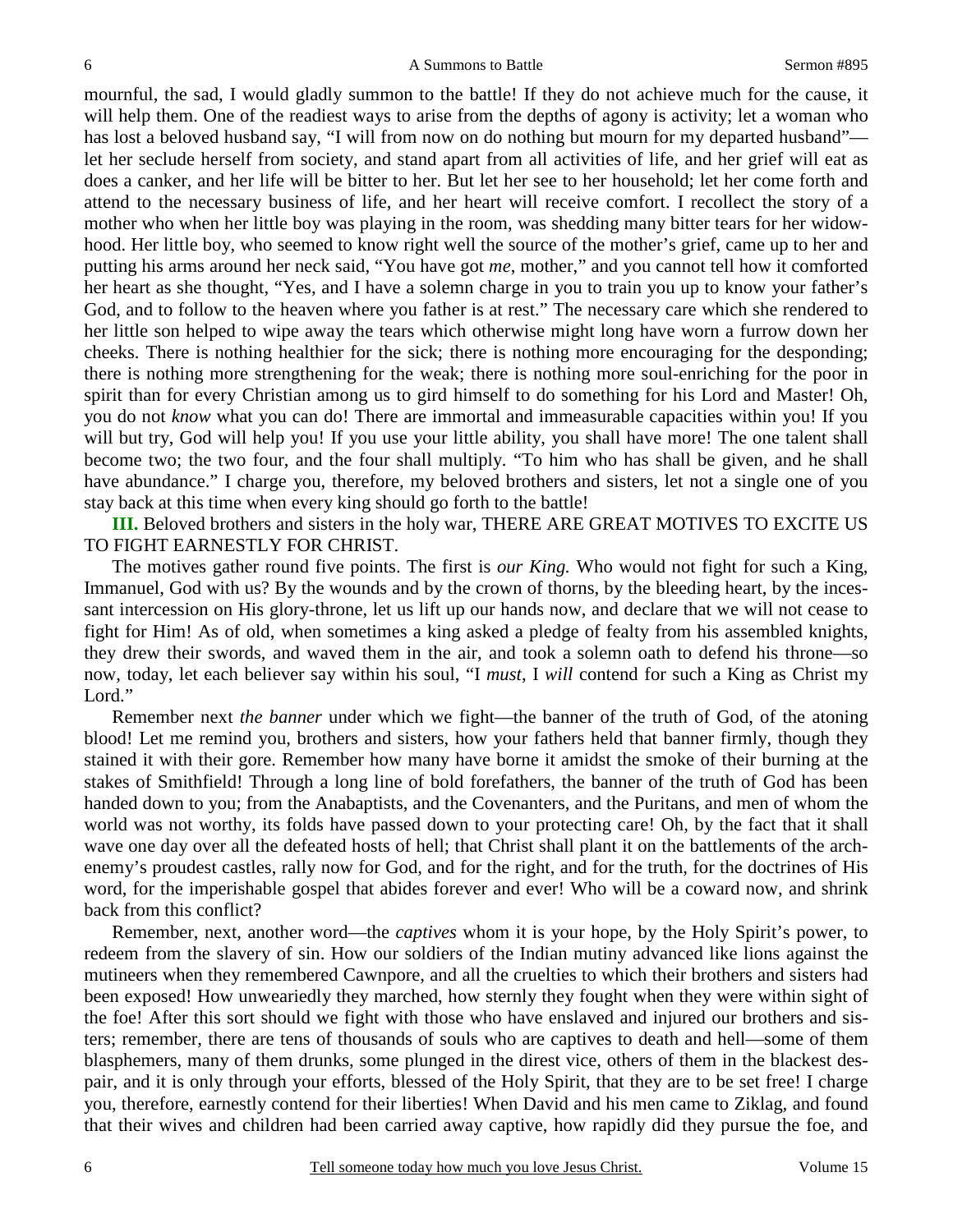mournful, the sad, I would gladly summon to the battle! If they do not achieve much for the cause, it will help them. One of the readiest ways to arise from the depths of agony is activity; let a woman who has lost a beloved husband say, "I will from now on do nothing but mourn for my departed husband"—let her seclude herself from society, and stand apart from all activities of life, and her grief will eat as does a canker, and her life will be bitter to her. But let her see to her household; let her come forth and attend to the necessary business of life, and her heart will receive comfort. I recollect the story of a mother who when her little boy was playing in the room, was shedding many bitter tears for her widowhood. Her little boy, who seemed to know right well the source of the mother's grief, came up to her and putting his arms around her neck said, "You have got *me*, mother," and you cannot tell how it comforted her heart as she thought, "Yes, and I have a solemn charge in you to train you up to know your father's God, and to follow to the heaven where you father is at rest." The necessary care which she rendered to her little son helped to wipe away the tears which otherwise might long have worn a furrow down her cheeks. There is nothing healthier for the sick; there is nothing more encouraging for the desponding; there is nothing more strengthening for the weak; there is nothing more soul-enriching for the poor in spirit than for every Christian among us to gird himself to do something for his Lord and Master! Oh, you do not *know* what you can do! There are immortal and immeasurable capacities within you! If you will but try, God will help you! If you use your little ability, you shall have more! The one talent shall become two; the two four, and the four shall multiply. "To him who has shall be given, and he shall have abundance." I charge you, therefore, my beloved brothers and sisters, let not a single one of you stay back at this time when every king should go forth to the battle!

**III.** Beloved brothers and sisters in the holy war, THERE ARE GREAT MOTIVES TO EXCITE US TO FIGHT EARNESTLY FOR CHRIST.

The motives gather round five points. The first is *our King.* Who would not fight for such a King, Immanuel, God with us? By the wounds and by the crown of thorns, by the bleeding heart, by the incessant intercession on His glory-throne, let us lift up our hands now, and declare that we will not cease to fight for Him! As of old, when sometimes a king asked a pledge of fealty from his assembled knights, they drew their swords, and waved them in the air, and took a solemn oath to defend his throne—so now, today, let each believer say within his soul, "I *must*, I *will* contend for such a King as Christ my Lord."

Remember next *the banner* under which we fight—the banner of the truth of God, of the atoning blood! Let me remind you, brothers and sisters, how your fathers held that banner firmly, though they stained it with their gore. Remember how many have borne it amidst the smoke of their burning at the stakes of Smithfield! Through a long line of bold forefathers, the banner of the truth of God has been handed down to you; from the Anabaptists, and the Covenanters, and the Puritans, and men of whom the world was not worthy, its folds have passed down to your protecting care! Oh, by the fact that it shall wave one day over all the defeated hosts of hell; that Christ shall plant it on the battlements of the arch-enemy's proudest castles, rally now for God, and for the right, and for the truth, for the doctrines of His word, for the imperishable gospel that abides forever and ever! Who will be a coward now, and shrink back from this conflict?

Remember, next, another word—the *captives* whom it is your hope, by the Holy Spirit's power, to redeem from the slavery of sin. How our soldiers of the Indian mutiny advanced like lions against the mutineers when they remembered Cawnpore, and all the cruelties to which their brothers and sisters had been exposed! How unweariedly they marched, how sternly they fought when they were within sight of the foe! After this sort should we fight with those who have enslaved and injured our brothers and sisters; remember, there are tens of thousands of souls who are captives to death and hell—some of them blasphemers, many of them drunks, some plunged in the direst vice, others of them in the blackest despair, and it is only through your efforts, blessed of the Holy Spirit, that they are to be set free! I charge you, therefore, earnestly contend for their liberties! When David and his men came to Ziklag, and found that their wives and children had been carried away captive, how rapidly did they pursue the foe, and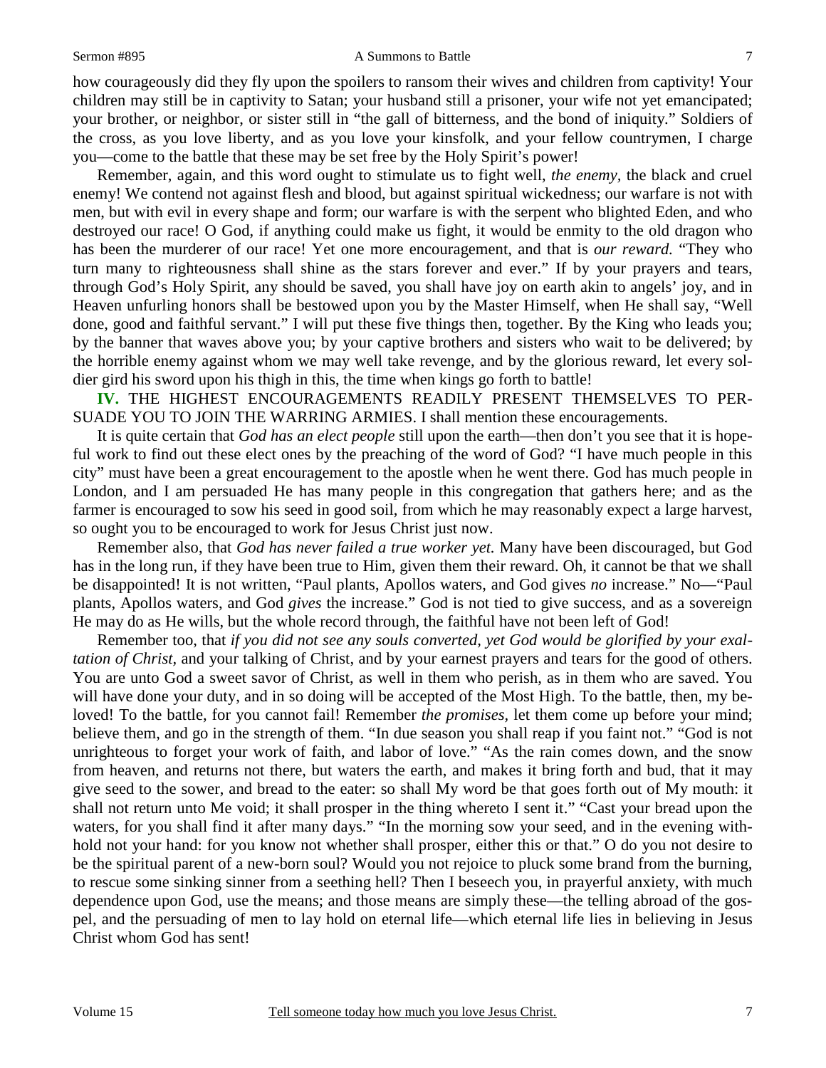how courageously did they fly upon the spoilers to ransom their wives and children from captivity! Your children may still be in captivity to Satan; your husband still a prisoner, your wife not yet emancipated; your brother, or neighbor, or sister still in "the gall of bitterness, and the bond of iniquity." Soldiers of the cross, as you love liberty, and as you love your kinsfolk, and your fellow countrymen, I charge you—come to the battle that these may be set free by the Holy Spirit's power!

Remember, again, and this word ought to stimulate us to fight well, *the enemy,* the black and cruel enemy! We contend not against flesh and blood, but against spiritual wickedness; our warfare is not with men, but with evil in every shape and form; our warfare is with the serpent who blighted Eden, and who destroyed our race! O God, if anything could make us fight, it would be enmity to the old dragon who has been the murderer of our race! Yet one more encouragement, and that is *our reward.* "They who turn many to righteousness shall shine as the stars forever and ever." If by your prayers and tears, through God's Holy Spirit, any should be saved, you shall have joy on earth akin to angels' joy, and in Heaven unfurling honors shall be bestowed upon you by the Master Himself, when He shall say, "Well done, good and faithful servant." I will put these five things then, together. By the King who leads you; by the banner that waves above you; by your captive brothers and sisters who wait to be delivered; by the horrible enemy against whom we may well take revenge, and by the glorious reward, let every soldier gird his sword upon his thigh in this, the time when kings go forth to battle!

**IV.** THE HIGHEST ENCOURAGEMENTS READILY PRESENT THEMSELVES TO PERSUADE YOU TO JOIN THE WARRING ARMIES. I shall mention these encouragements.

It is quite certain that *God has an elect people* still upon the earth—then don't you see that it is hopeful work to find out these elect ones by the preaching of the word of God? "I have much people in this city" must have been a great encouragement to the apostle when he went there. God has much people in London, and I am persuaded He has many people in this congregation that gathers here; and as the farmer is encouraged to sow his seed in good soil, from which he may reasonably expect a large harvest, so ought you to be encouraged to work for Jesus Christ just now.

Remember also, that *God has never failed a true worker yet.* Many have been discouraged, but God has in the long run, if they have been true to Him, given them their reward. Oh, it cannot be that we shall be disappointed! It is not written, "Paul plants, Apollos waters, and God gives *no* increase." No—"Paul plants, Apollos waters, and God *gives* the increase." God is not tied to give success, and as a sovereign He may do as He wills, but the whole record through, the faithful have not been left of God!

Remember too, that *if you did not see any souls converted, yet God would be glorified by your exaltation of Christ,* and your talking of Christ, and by your earnest prayers and tears for the good of others. You are unto God a sweet savor of Christ, as well in them who perish, as in them who are saved. You will have done your duty, and in so doing will be accepted of the Most High. To the battle, then, my beloved! To the battle, for you cannot fail! Remember *the promises,* let them come up before your mind; believe them, and go in the strength of them. "In due season you shall reap if you faint not." "God is not unrighteous to forget your work of faith, and labor of love." "As the rain comes down, and the snow from heaven, and returns not there, but waters the earth, and makes it bring forth and bud, that it may give seed to the sower, and bread to the eater: so shall My word be that goes forth out of My mouth: it shall not return unto Me void; it shall prosper in the thing whereto I sent it." "Cast your bread upon the waters, for you shall find it after many days." "In the morning sow your seed, and in the evening withhold not your hand: for you know not whether shall prosper, either this or that." O do you not desire to be the spiritual parent of a new-born soul? Would you not rejoice to pluck some brand from the burning, to rescue some sinking sinner from a seething hell? Then I beseech you, in prayerful anxiety, with much dependence upon God, use the means; and those means are simply these—the telling abroad of the gospel, and the persuading of men to lay hold on eternal life—which eternal life lies in believing in Jesus Christ whom God has sent!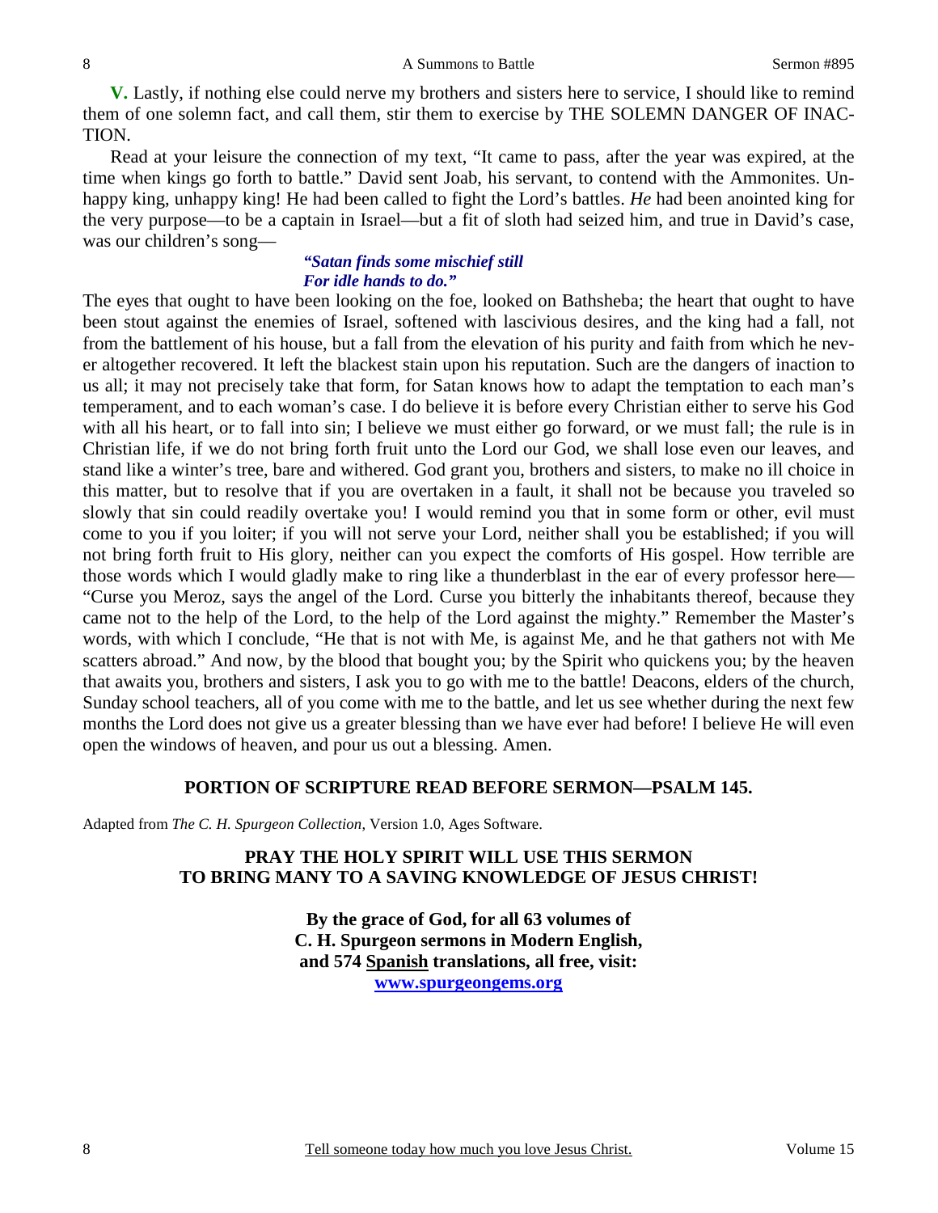**V.** Lastly, if nothing else could nerve my brothers and sisters here to service, I should like to remind them of one solemn fact, and call them, stir them to exercise by THE SOLEMN DANGER OF INACTION.

Read at your leisure the connection of my text, "It came to pass, after the year was expired, at the time when kings go forth to battle." David sent Joab, his servant, to contend with the Ammonites. Unhappy king, unhappy king! He had been called to fight the Lord's battles. *He* had been anointed king for the very purpose—to be a captain in Israel—but a fit of sloth had seized him, and true in David's case, was our children's song—

> ***"Satan finds some mischief still***
> ***For idle hands to do."***

The eyes that ought to have been looking on the foe, looked on Bathsheba; the heart that ought to have been stout against the enemies of Israel, softened with lascivious desires, and the king had a fall, not from the battlement of his house, but a fall from the elevation of his purity and faith from which he never altogether recovered. It left the blackest stain upon his reputation. Such are the dangers of inaction to us all; it may not precisely take that form, for Satan knows how to adapt the temptation to each man's temperament, and to each woman's case. I do believe it is before every Christian either to serve his God with all his heart, or to fall into sin; I believe we must either go forward, or we must fall; the rule is in Christian life, if we do not bring forth fruit unto the Lord our God, we shall lose even our leaves, and stand like a winter's tree, bare and withered. God grant you, brothers and sisters, to make no ill choice in this matter, but to resolve that if you are overtaken in a fault, it shall not be because you traveled so slowly that sin could readily overtake you! I would remind you that in some form or other, evil must come to you if you loiter; if you will not serve your Lord, neither shall you be established; if you will not bring forth fruit to His glory, neither can you expect the comforts of His gospel. How terrible are those words which I would gladly make to ring like a thunderblast in the ear of every professor here—"Curse you Meroz, says the angel of the Lord. Curse you bitterly the inhabitants thereof, because they came not to the help of the Lord, to the help of the Lord against the mighty." Remember the Master's words, with which I conclude, "He that is not with Me, is against Me, and he that gathers not with Me scatters abroad." And now, by the blood that bought you; by the Spirit who quickens you; by the heaven that awaits you, brothers and sisters, I ask you to go with me to the battle! Deacons, elders of the church, Sunday school teachers, all of you come with me to the battle, and let us see whether during the next few months the Lord does not give us a greater blessing than we have ever had before! I believe He will even open the windows of heaven, and pour us out a blessing. Amen.

## PORTION OF SCRIPTURE READ BEFORE SERMON—PSALM 145.

Adapted from *The C. H. Spurgeon Collection*, Version 1.0, Ages Software.

**PRAY THE HOLY SPIRIT WILL USE THIS SERMON TO BRING MANY TO A SAVING KNOWLEDGE OF JESUS CHRIST!**

**By the grace of God, for all 63 volumes of C. H. Spurgeon sermons in Modern English, and 574 Spanish translations, all free, visit: www.spurgeongems.org**